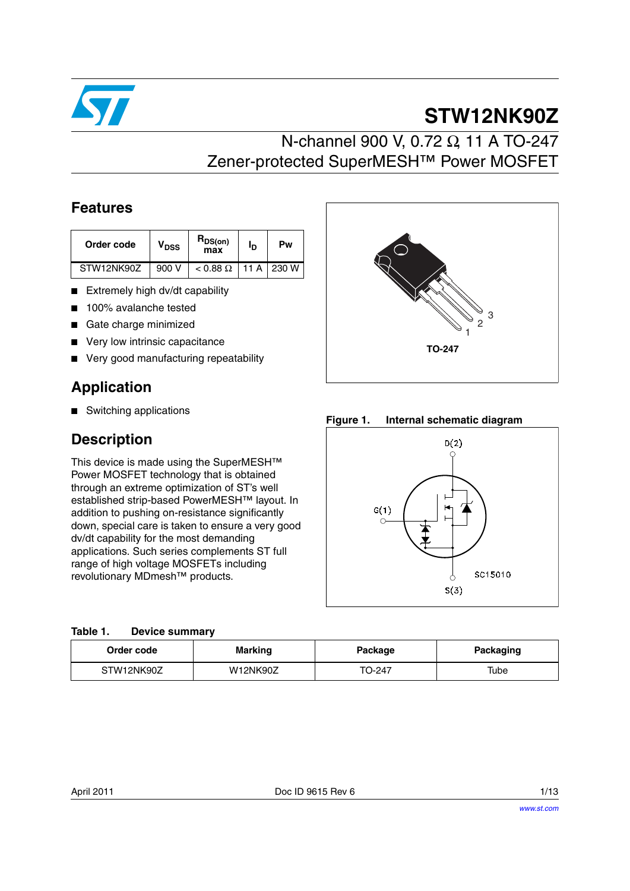# STW12NK90Z

## N-channel 900 V, 0.72 Ω, 11 A TO-247 Zener-protected SuperMESH™ Power MOSFET

## Features

| Order code | $V_{DSS}$ | $R_{DS(on)}$ max | $I_D$ | Pw |
|---|---|---|---|---|
| STW12NK90Z | 900 V | < 0.88 Ω | 11 A | 230 W |

- Extremely high dv/dt capability
- 100% avalanche tested
- Gate charge minimized
- Very low intrinsic capacitance
- Very good manufacturing repeatability

TO-247

## Application

- Switching applications

## Description

This device is made using the SuperMESH™ Power MOSFET technology that is obtained through an extreme optimization of ST's well established strip-based PowerMESH™ layout. In addition to pushing on-resistance significantly down, special care is taken to ensure a very good dv/dt capability for the most demanding applications. Such series complements ST full range of high voltage MOSFETs including revolutionary MDmesh™ products.

**Figure 1. Internal schematic diagram**

**Table 1. Device summary**

| Order code | Marking | Package | Packaging |
|---|---|---|---|
| STW12NK90Z | W12NK90Z | TO-247 | Tube |

April 2011 Doc ID 9615 Rev 6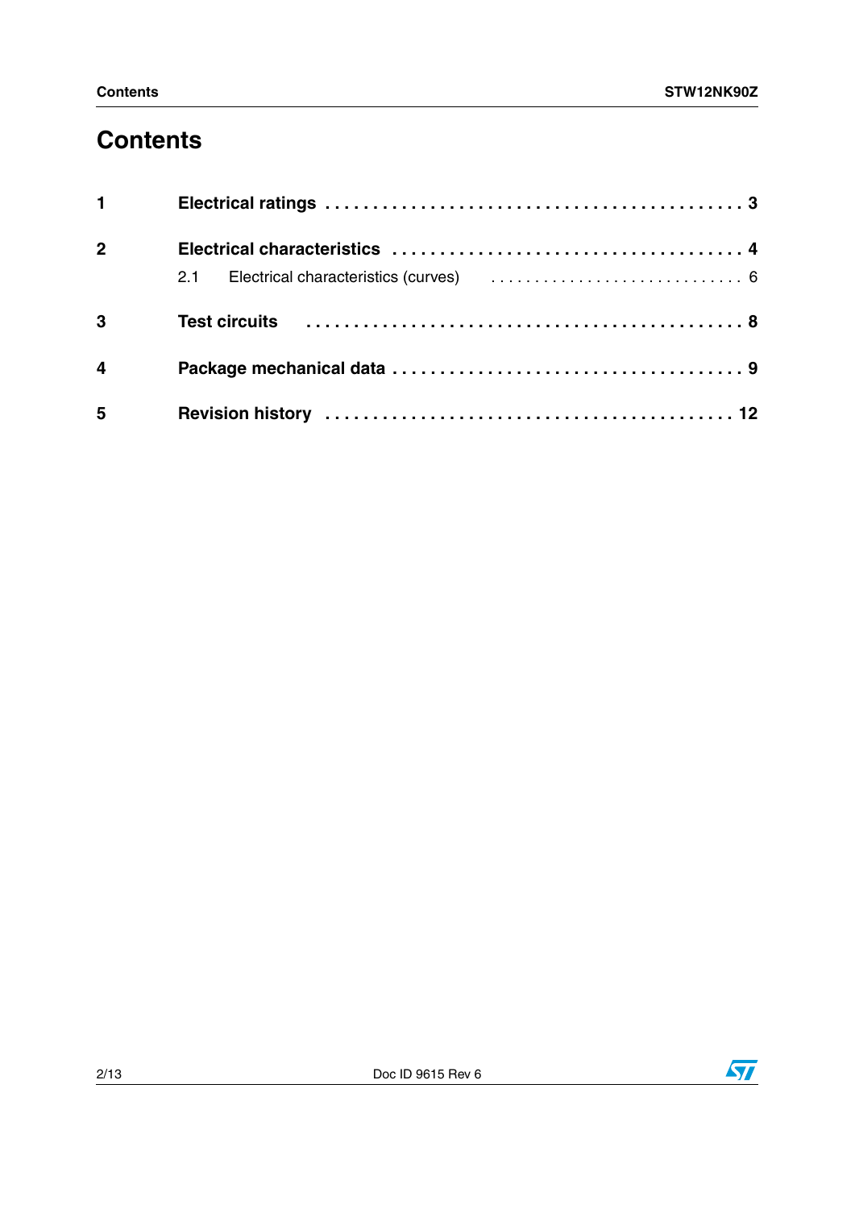# Contents

**1 Electrical ratings . . . . . . . . . . . . . . . . . . . . . . . . . . . . . . . . . . . . . . . . . . . 3**

**2 Electrical characteristics . . . . . . . . . . . . . . . . . . . . . . . . . . . . . . . . . . . . 4**

2.1 Electrical characteristics (curves) . . . . . . . . . . . . . . . . . . . . . . . . . . . . . 6

**3 Test circuits . . . . . . . . . . . . . . . . . . . . . . . . . . . . . . . . . . . . . . . . . . . . 8**

**4 Package mechanical data . . . . . . . . . . . . . . . . . . . . . . . . . . . . . . . . . . 9**

**5 Revision history . . . . . . . . . . . . . . . . . . . . . . . . . . . . . . . . . . . . . . . . 12**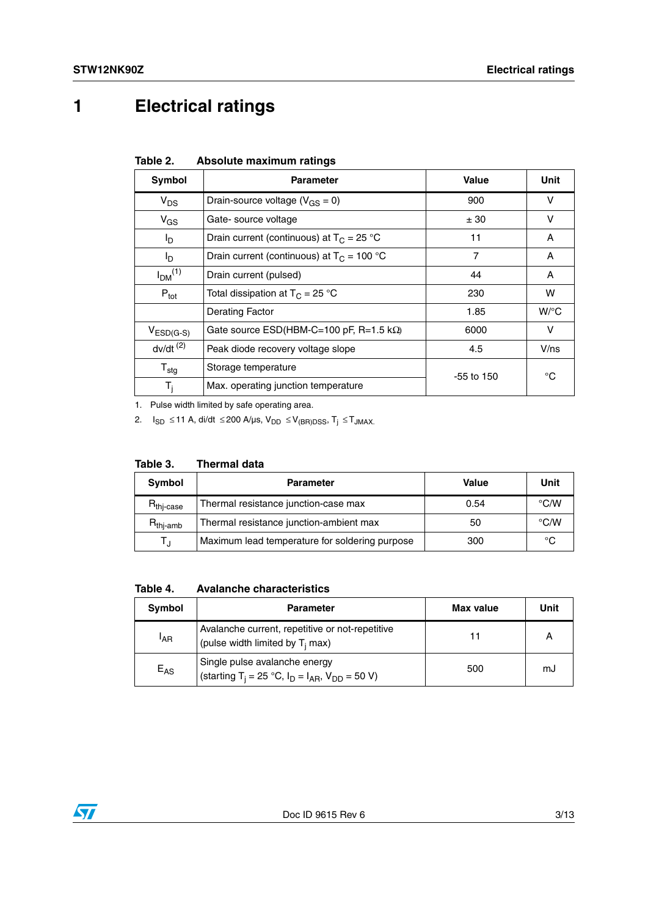# 1 Electrical ratings

**Table 2. Absolute maximum ratings**

| Symbol | Parameter | Value | Unit |
|---|---|---|---|
| $V_{DS}$ | Drain-source voltage ($V_{GS}$ = 0) | 900 | V |
| $V_{GS}$ | Gate- source voltage | ± 30 | V |
| $I_D$ | Drain current (continuous) at $T_C$ = 25 °C | 11 | A |
| $I_D$ | Drain current (continuous) at $T_C$ = 100 °C | 7 | A |
| $I_{DM}$ (1) | Drain current (pulsed) | 44 | A |
| $P_{tot}$ | Total dissipation at $T_C$ = 25 °C | 230 | W |
| | Derating Factor | 1.85 | W/°C |
| $V_{ESD(G-S)}$ | Gate source ESD(HBM-C=100 pF, R=1.5 kΩ) | 6000 | V |
| dv/dt (2) | Peak diode recovery voltage slope | 4.5 | V/ns |
| $T_{stg}$ | Storage temperature | -55 to 150 | °C |
| $T_j$ | Max. operating junction temperature | | |

1. Pulse width limited by safe operating area.
2. $I_{SD}$ ≤11 A, di/dt ≤200 A/µs, $V_{DD}$ ≤$V_{(BR)DSS}$, $T_j$ ≤$T_{JMAX}$.

**Table 3. Thermal data**

| Symbol | Parameter | Value | Unit |
|---|---|---|---|
| $R_{thj-case}$ | Thermal resistance junction-case max | 0.54 | °C/W |
| $R_{thj-amb}$ | Thermal resistance junction-ambient max | 50 | °C/W |
| $T_J$ | Maximum lead temperature for soldering purpose | 300 | °C |

**Table 4. Avalanche characteristics**

| Symbol | Parameter | Max value | Unit |
|---|---|---|---|
| $I_{AR}$ | Avalanche current, repetitive or not-repetitive (pulse width limited by $T_j$ max) | 11 | A |
| $E_{AS}$ | Single pulse avalanche energy (starting $T_j$ = 25 °C, $I_D$ = $I_{AR}$, $V_{DD}$ = 50 V) | 500 | mJ |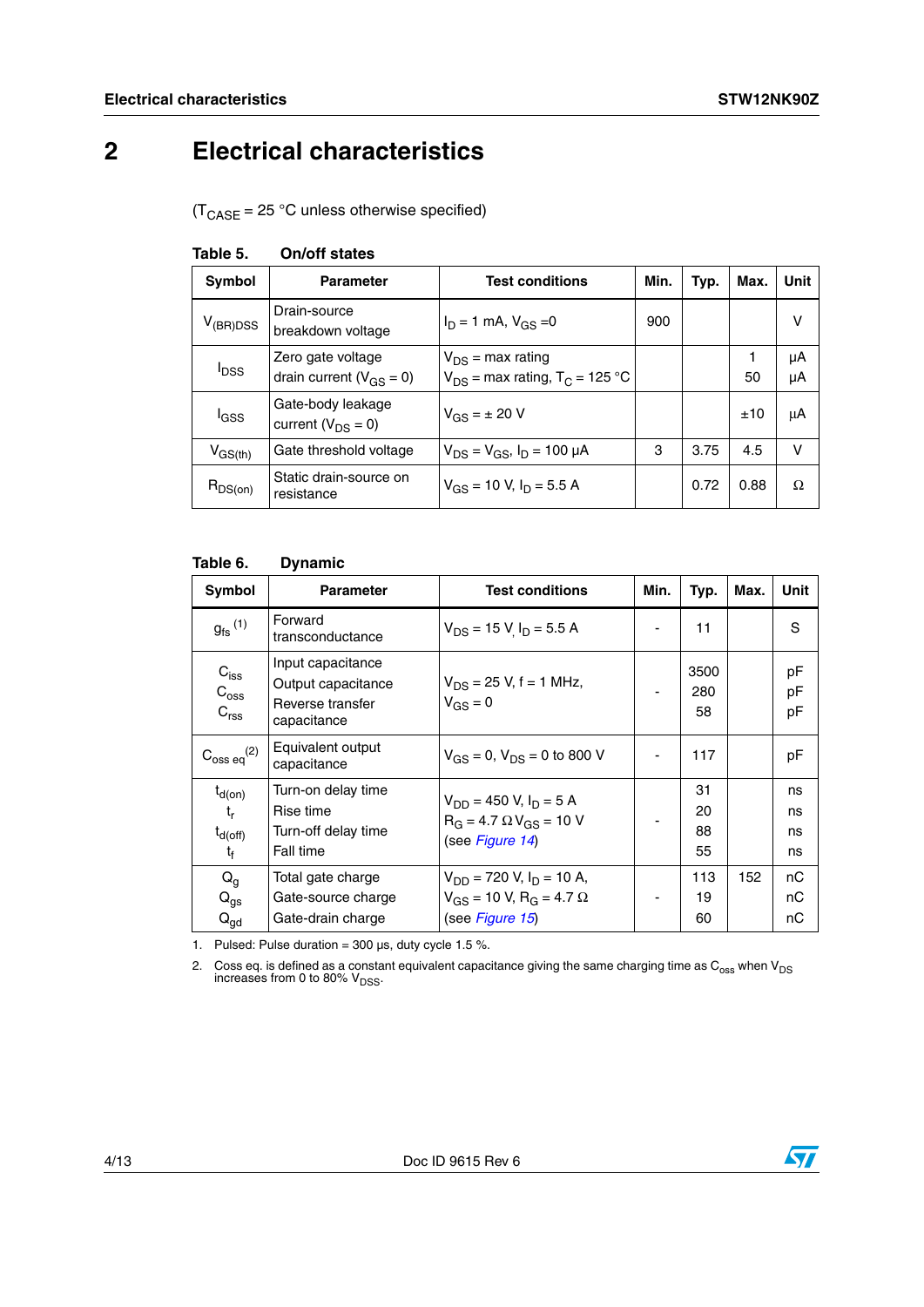# 2 Electrical characteristics

($T_{CASE}$ = 25 °C unless otherwise specified)

**Table 5. On/off states**

| Symbol | Parameter | Test conditions | Min. | Typ. | Max. | Unit |
|---|---|---|---|---|---|---|
| $V_{(BR)DSS}$ | Drain-source breakdown voltage | $I_D$ = 1 mA, $V_{GS}$ =0 | 900 | | | V |
| $I_{DSS}$ | Zero gate voltage drain current ($V_{GS}$ = 0) | $V_{DS}$ = max rating<br>$V_{DS}$ = max rating, $T_C$ = 125 °C | | | 1<br>50 | µA<br>µA |
| $I_{GSS}$ | Gate-body leakage current ($V_{DS}$ = 0) | $V_{GS}$ = ± 20 V | | | ±10 | µA |
| $V_{GS(th)}$ | Gate threshold voltage | $V_{DS}$ = $V_{GS}$, $I_D$ = 100 µA | 3 | 3.75 | 4.5 | V |
| $R_{DS(on)}$ | Static drain-source on resistance | $V_{GS}$ = 10 V, $I_D$ = 5.5 A | | 0.72 | 0.88 | Ω |

**Table 6. Dynamic**

| Symbol | Parameter | Test conditions | Min. | Typ. | Max. | Unit |
|---|---|---|---|---|---|---|
| $g_{fs}$ (1) | Forward transconductance | $V_{DS}$ = 15 V, $I_D$ = 5.5 A | - | 11 | | S |
| $C_{iss}$<br>$C_{oss}$<br>$C_{rss}$ | Input capacitance<br>Output capacitance<br>Reverse transfer capacitance | $V_{DS}$ = 25 V, f = 1 MHz, $V_{GS}$ = 0 | - | 3500<br>280<br>58 | | pF<br>pF<br>pF |
| $C_{oss\ eq}$ (2) | Equivalent output capacitance | $V_{GS}$ = 0, $V_{DS}$ = 0 to 800 V | - | 117 | | pF |
| $t_{d(on)}$<br>$t_r$<br>$t_{d(off)}$<br>$t_f$ | Turn-on delay time<br>Rise time<br>Turn-off delay time<br>Fall time | $V_{DD}$ = 450 V, $I_D$ = 5 A<br>$R_G$ = 4.7 Ω $V_{GS}$ = 10 V<br>(see *Figure 14*) | - | 31<br>20<br>88<br>55 | | ns<br>ns<br>ns<br>ns |
| $Q_g$<br>$Q_{gs}$<br>$Q_{gd}$ | Total gate charge<br>Gate-source charge<br>Gate-drain charge | $V_{DD}$ = 720 V, $I_D$ = 10 A,<br>$V_{GS}$ = 10 V, $R_G$ = 4.7 Ω<br>(see *Figure 15*) | - | 113<br>19<br>60 | 152 | nC<br>nC<br>nC |

1. Pulsed: Pulse duration = 300 µs, duty cycle 1.5 %.
2. Coss eq. is defined as a constant equivalent capacitance giving the same charging time as $C_{oss}$ when $V_{DS}$ increases from 0 to 80% $V_{DSS}$.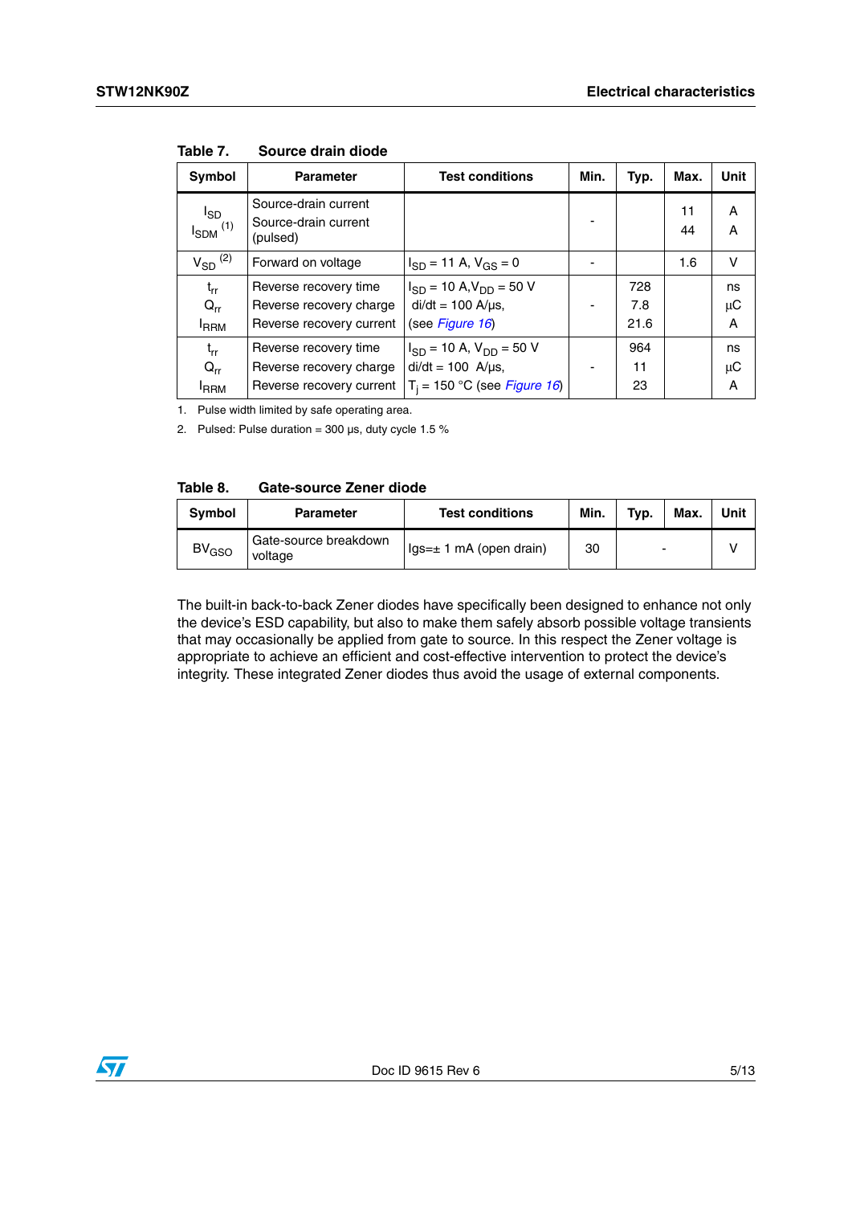**Table 7. Source drain diode**

| Symbol | Parameter | Test conditions | Min. | Typ. | Max. | Unit |
|---|---|---|---|---|---|---|
| $I_{SD}$<br>$I_{SDM}$ [1] | Source-drain current<br>Source-drain current (pulsed) | | - | | 11<br>44 | A<br>A |
| $V_{SD}$ [2] | Forward on voltage | $I_{SD}$ = 11 A, $V_{GS}$ = 0 | - | | 1.6 | V |
| $t_{rr}$<br>$Q_{rr}$<br>$I_{RRM}$ | Reverse recovery time<br>Reverse recovery charge<br>Reverse recovery current | $I_{SD}$ = 10 A, $V_{DD}$ = 50 V<br>di/dt = 100 A/µs,<br>(see *Figure 16*) | - | 728<br>7.8<br>21.6 | | ns<br>µC<br>A |
| $t_{rr}$<br>$Q_{rr}$<br>$I_{RRM}$ | Reverse recovery time<br>Reverse recovery charge<br>Reverse recovery current | $I_{SD}$ = 10 A, $V_{DD}$ = 50 V<br>di/dt = 100 A/µs,<br>$T_j$ = 150 °C (see *Figure 16*) | - | 964<br>11<br>23 | | ns<br>µC<br>A |

1. Pulse width limited by safe operating area.
2. Pulsed: Pulse duration = 300 µs, duty cycle 1.5 %

**Table 8. Gate-source Zener diode**

| Symbol | Parameter | Test conditions | Min. | Typ. | Max. | Unit |
|---|---|---|---|---|---|---|
| $BV_{GSO}$ | Gate-source breakdown voltage | Igs=± 1 mA (open drain) | 30 | - | | V |

The built-in back-to-back Zener diodes have specifically been designed to enhance not only the device's ESD capability, but also to make them safely absorb possible voltage transients that may occasionally be applied from gate to source. In this respect the Zener voltage is appropriate to achieve an efficient and cost-effective intervention to protect the device's integrity. These integrated Zener diodes thus avoid the usage of external components.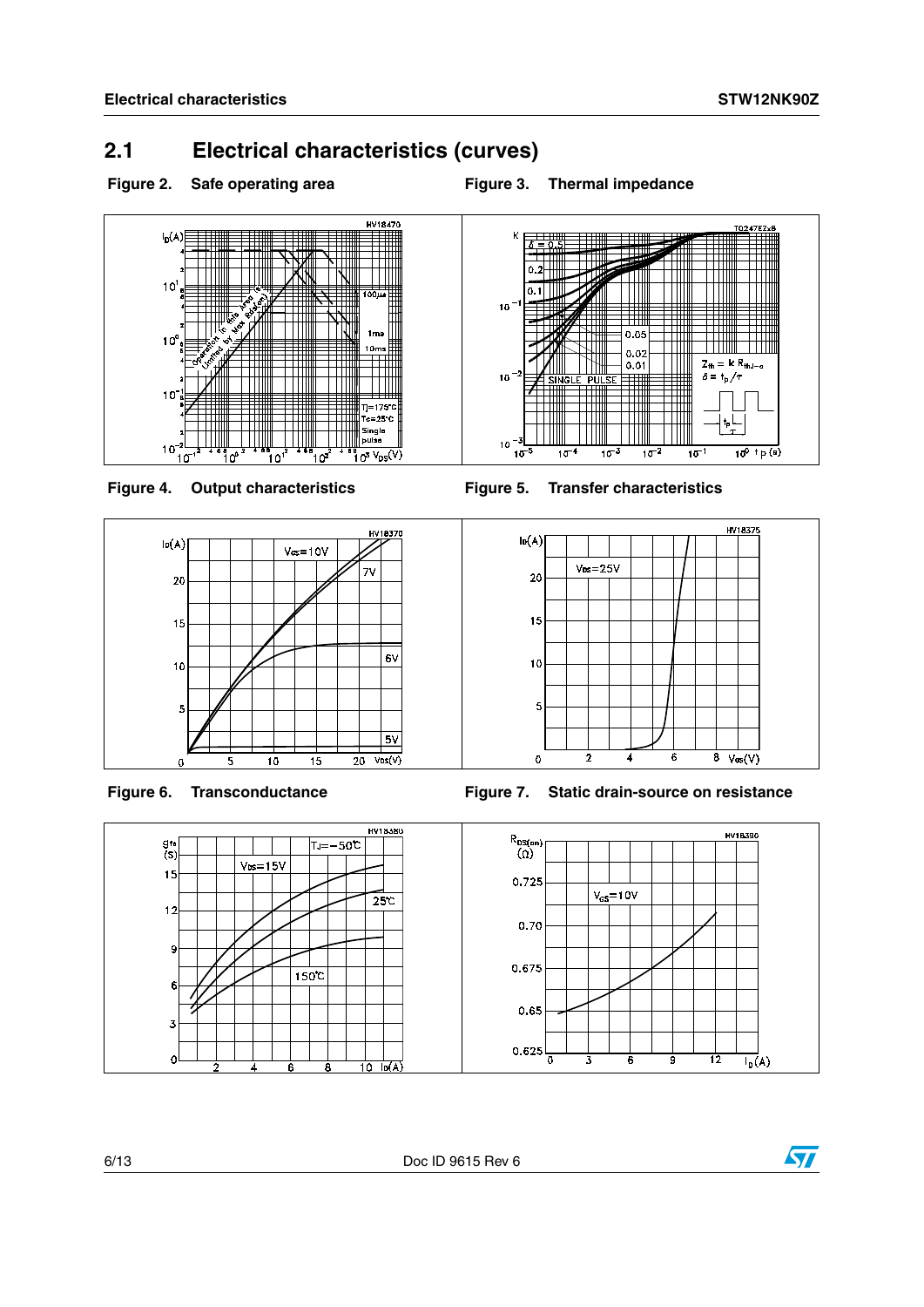## 2.1 Electrical characteristics (curves)

Figure 2. Safe operating area

Figure 3. Thermal impedance

Figure 4. Output characteristics

Figure 5. Transfer characteristics

Figure 6. Transconductance

Figure 7. Static drain-source on resistance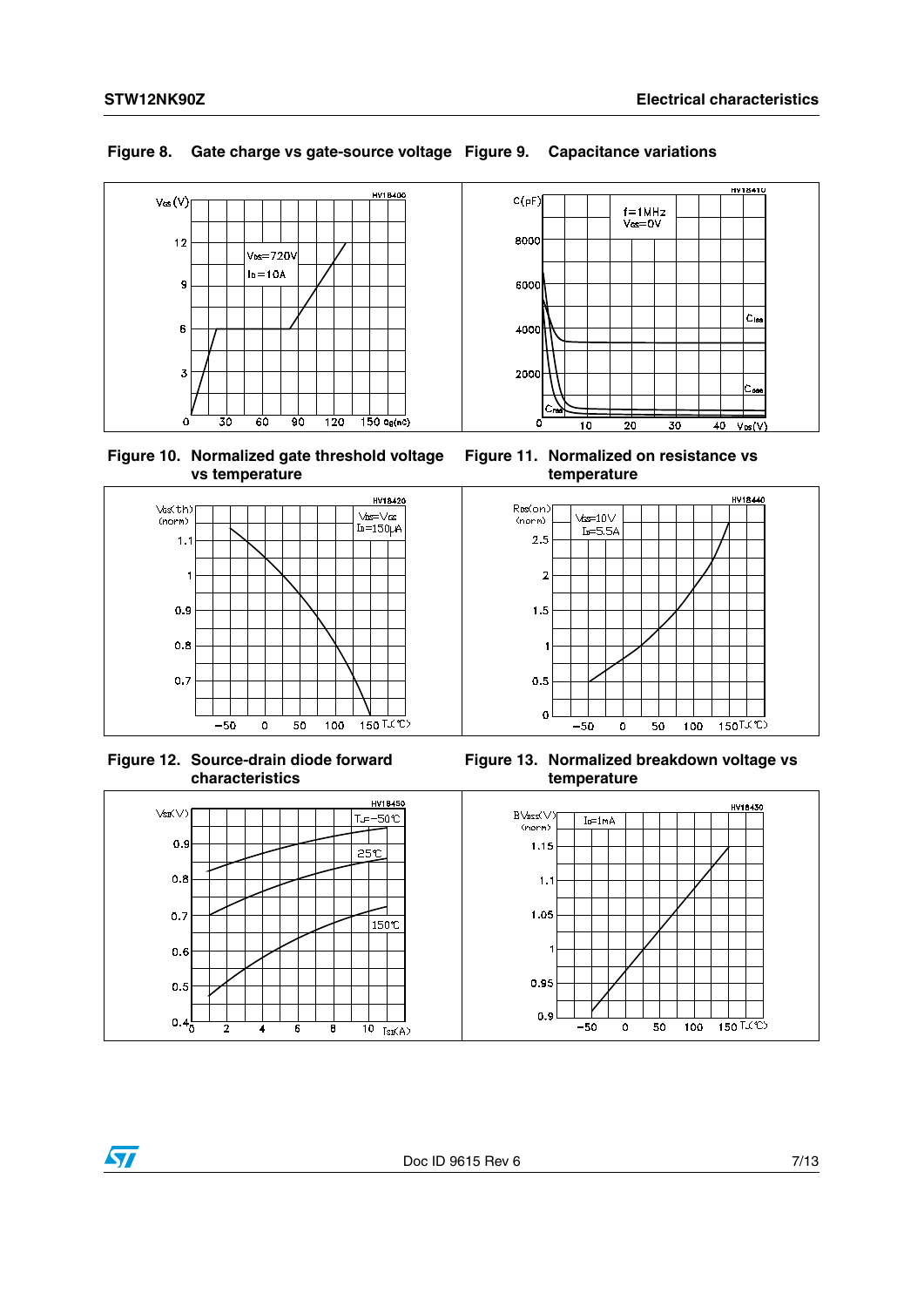**Figure 8. Gate charge vs gate-source voltage**

**Figure 9. Capacitance variations**

**Figure 10. Normalized gate threshold voltage vs temperature**

**Figure 11. Normalized on resistance vs temperature**

**Figure 12. Source-drain diode forward characteristics**

**Figure 13. Normalized breakdown voltage vs temperature**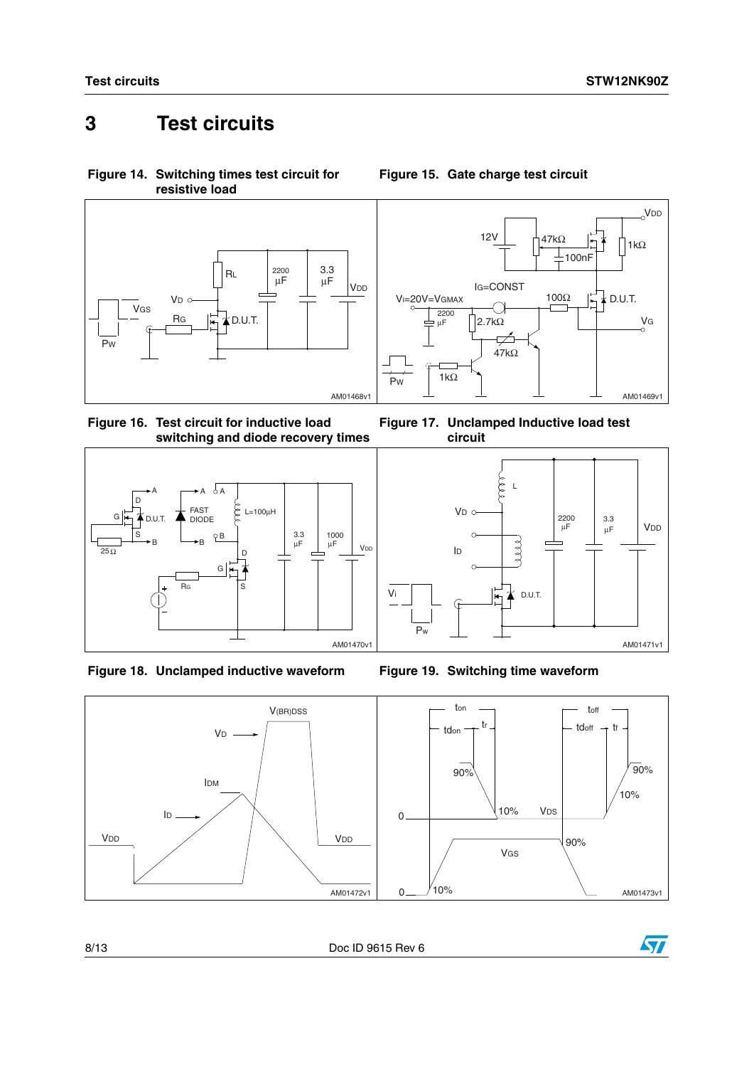# 3 Test circuits

**Figure 14. Switching times test circuit for resistive load**

**Figure 15. Gate charge test circuit**

**Figure 16. Test circuit for inductive load switching and diode recovery times**

**Figure 17. Unclamped Inductive load test circuit**

**Figure 18. Unclamped inductive waveform**

**Figure 19. Switching time waveform**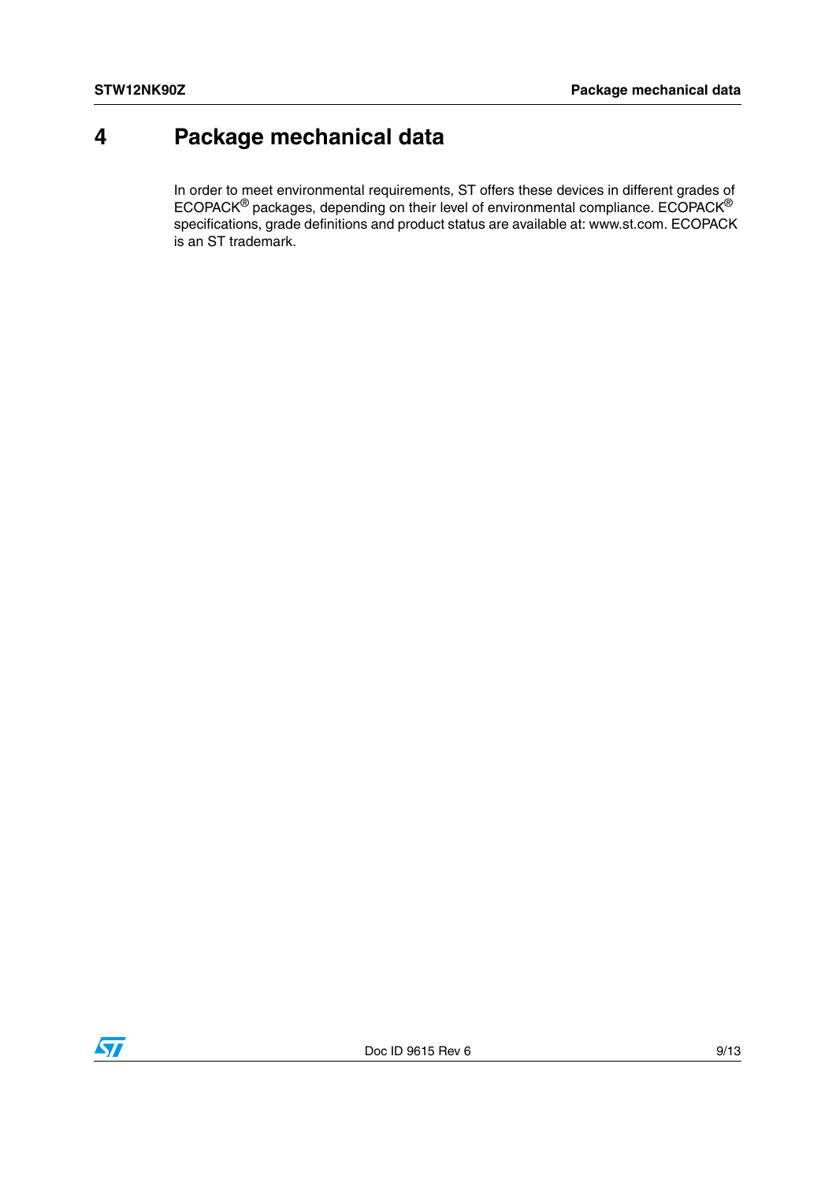# 4 Package mechanical data

In order to meet environmental requirements, ST offers these devices in different grades of ECOPACK® packages, depending on their level of environmental compliance. ECOPACK® specifications, grade definitions and product status are available at: www.st.com. ECOPACK is an ST trademark.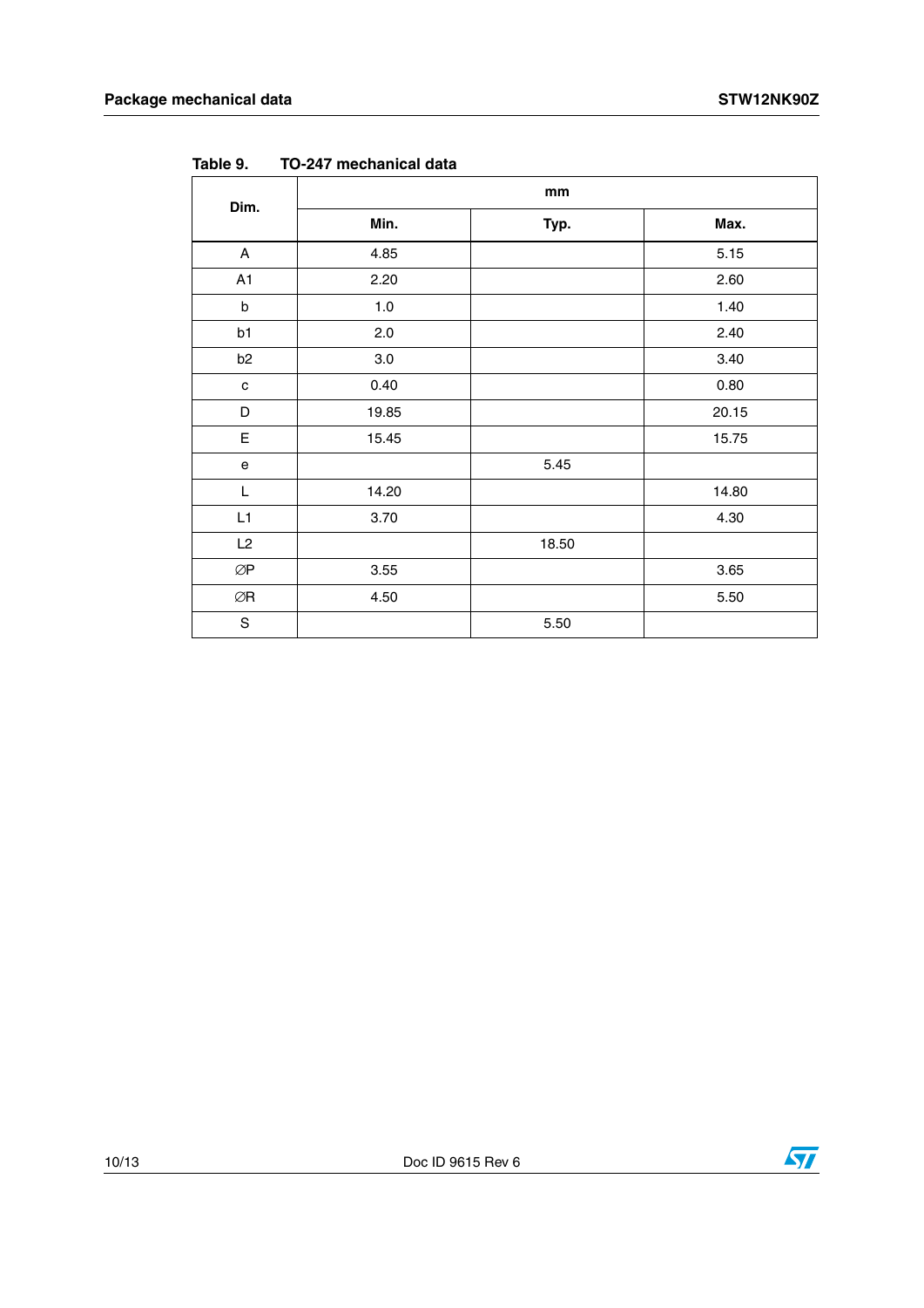Table 9. TO-247 mechanical data

| Dim. | mm | | |
|---|---|---|---|
| | Min. | Typ. | Max. |
| A | 4.85 | | 5.15 |
| A1 | 2.20 | | 2.60 |
| b | 1.0 | | 1.40 |
| b1 | 2.0 | | 2.40 |
| b2 | 3.0 | | 3.40 |
| c | 0.40 | | 0.80 |
| D | 19.85 | | 20.15 |
| E | 15.45 | | 15.75 |
| e | | 5.45 | |
| L | 14.20 | | 14.80 |
| L1 | 3.70 | | 4.30 |
| L2 | | 18.50 | |
| ∅P | 3.55 | | 3.65 |
| ∅R | 4.50 | | 5.50 |
| S | | 5.50 | |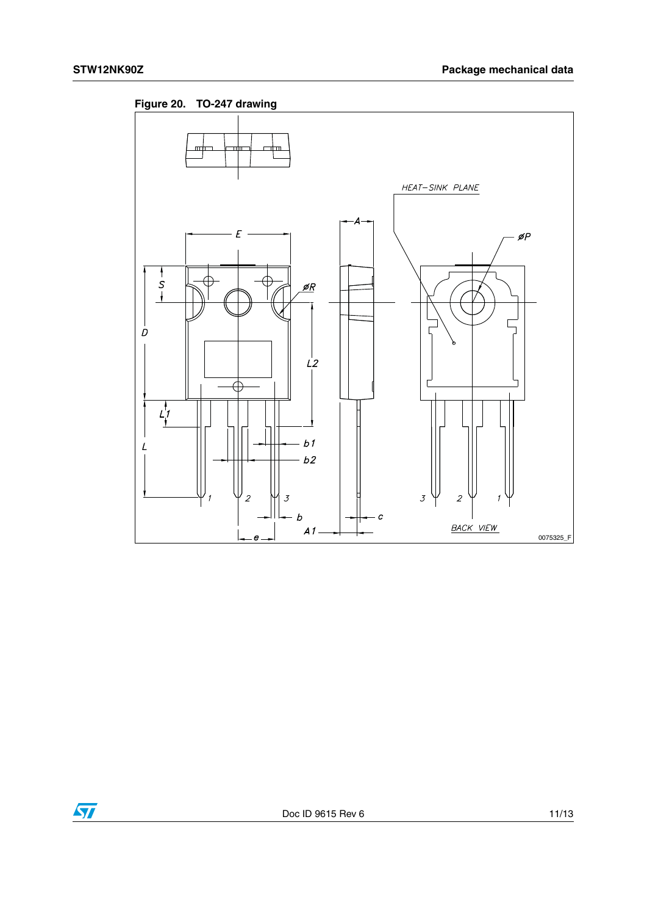Figure 20. TO-247 drawing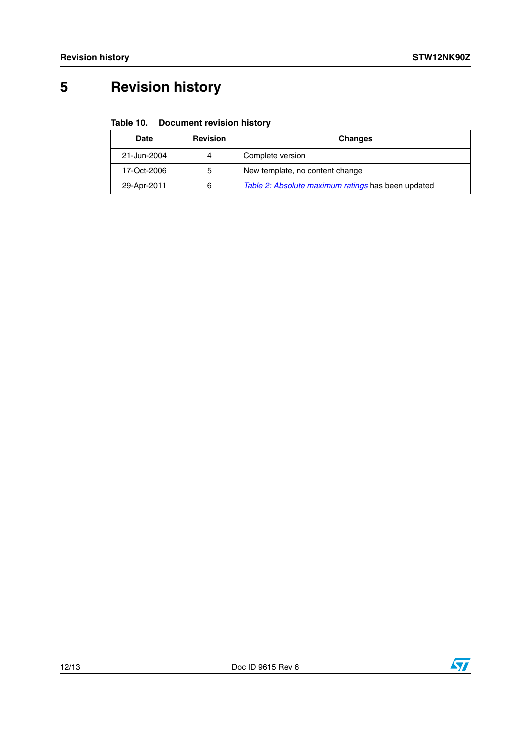# 5 Revision history

**Table 10. Document revision history**

| Date | Revision | Changes |
|---|---|---|
| 21-Jun-2004 | 4 | Complete version |
| 17-Oct-2006 | 5 | New template, no content change |
| 29-Apr-2011 | 6 | *Table 2: Absolute maximum ratings* has been updated |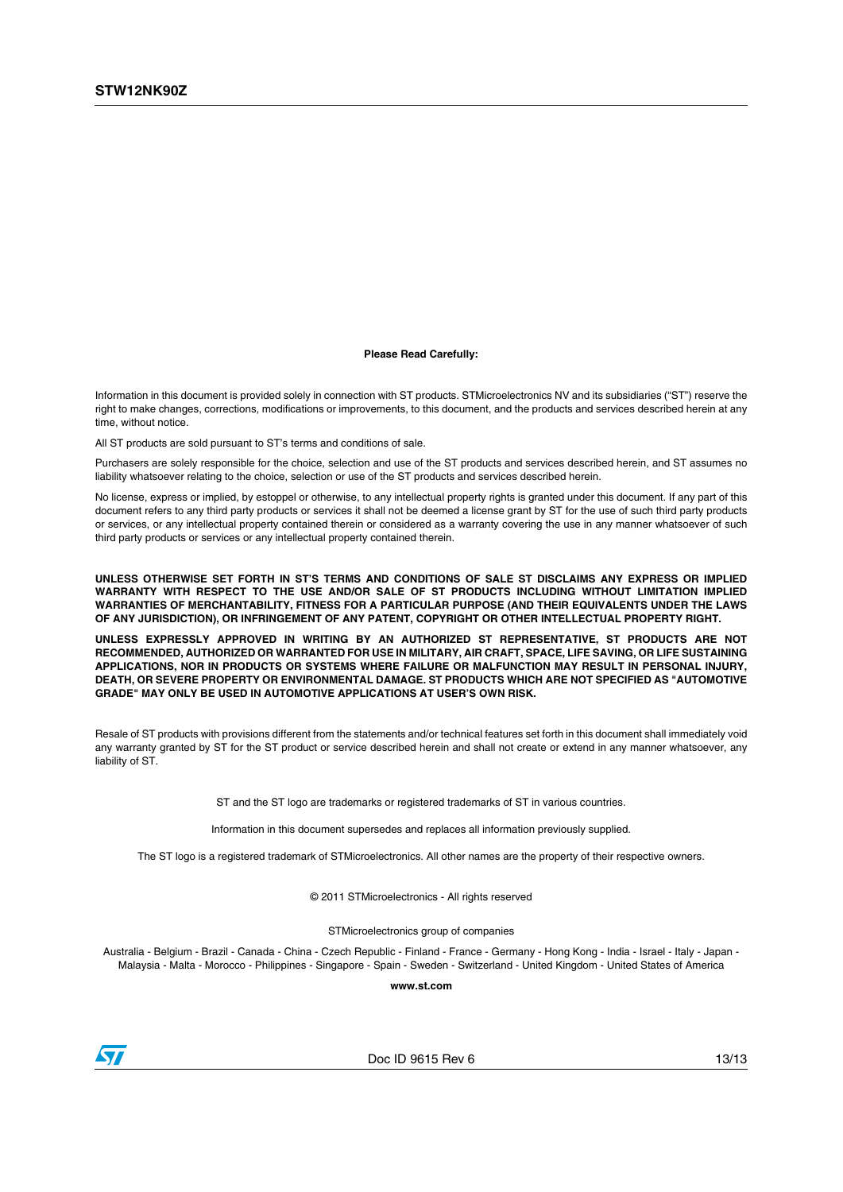**Please Read Carefully:**

Information in this document is provided solely in connection with ST products. STMicroelectronics NV and its subsidiaries ("ST") reserve the right to make changes, corrections, modifications or improvements, to this document, and the products and services described herein at any time, without notice.

All ST products are sold pursuant to ST's terms and conditions of sale.

Purchasers are solely responsible for the choice, selection and use of the ST products and services described herein, and ST assumes no liability whatsoever relating to the choice, selection or use of the ST products and services described herein.

No license, express or implied, by estoppel or otherwise, to any intellectual property rights is granted under this document. If any part of this document refers to any third party products or services it shall not be deemed a license grant by ST for the use of such third party products or services, or any intellectual property contained therein or considered as a warranty covering the use in any manner whatsoever of such third party products or services or any intellectual property contained therein.

**UNLESS OTHERWISE SET FORTH IN ST'S TERMS AND CONDITIONS OF SALE ST DISCLAIMS ANY EXPRESS OR IMPLIED WARRANTY WITH RESPECT TO THE USE AND/OR SALE OF ST PRODUCTS INCLUDING WITHOUT LIMITATION IMPLIED WARRANTIES OF MERCHANTABILITY, FITNESS FOR A PARTICULAR PURPOSE (AND THEIR EQUIVALENTS UNDER THE LAWS OF ANY JURISDICTION), OR INFRINGEMENT OF ANY PATENT, COPYRIGHT OR OTHER INTELLECTUAL PROPERTY RIGHT.**

**UNLESS EXPRESSLY APPROVED IN WRITING BY AN AUTHORIZED ST REPRESENTATIVE, ST PRODUCTS ARE NOT RECOMMENDED, AUTHORIZED OR WARRANTED FOR USE IN MILITARY, AIR CRAFT, SPACE, LIFE SAVING, OR LIFE SUSTAINING APPLICATIONS, NOR IN PRODUCTS OR SYSTEMS WHERE FAILURE OR MALFUNCTION MAY RESULT IN PERSONAL INJURY, DEATH, OR SEVERE PROPERTY OR ENVIRONMENTAL DAMAGE. ST PRODUCTS WHICH ARE NOT SPECIFIED AS "AUTOMOTIVE GRADE" MAY ONLY BE USED IN AUTOMOTIVE APPLICATIONS AT USER'S OWN RISK.**

Resale of ST products with provisions different from the statements and/or technical features set forth in this document shall immediately void any warranty granted by ST for the ST product or service described herein and shall not create or extend in any manner whatsoever, any liability of ST.

ST and the ST logo are trademarks or registered trademarks of ST in various countries.

Information in this document supersedes and replaces all information previously supplied.

The ST logo is a registered trademark of STMicroelectronics. All other names are the property of their respective owners.

© 2011 STMicroelectronics - All rights reserved

STMicroelectronics group of companies

Australia - Belgium - Brazil - Canada - China - Czech Republic - Finland - France - Germany - Hong Kong - India - Israel - Italy - Japan - Malaysia - Malta - Morocco - Philippines - Singapore - Spain - Sweden - Switzerland - United Kingdom - United States of America

**www.st.com**